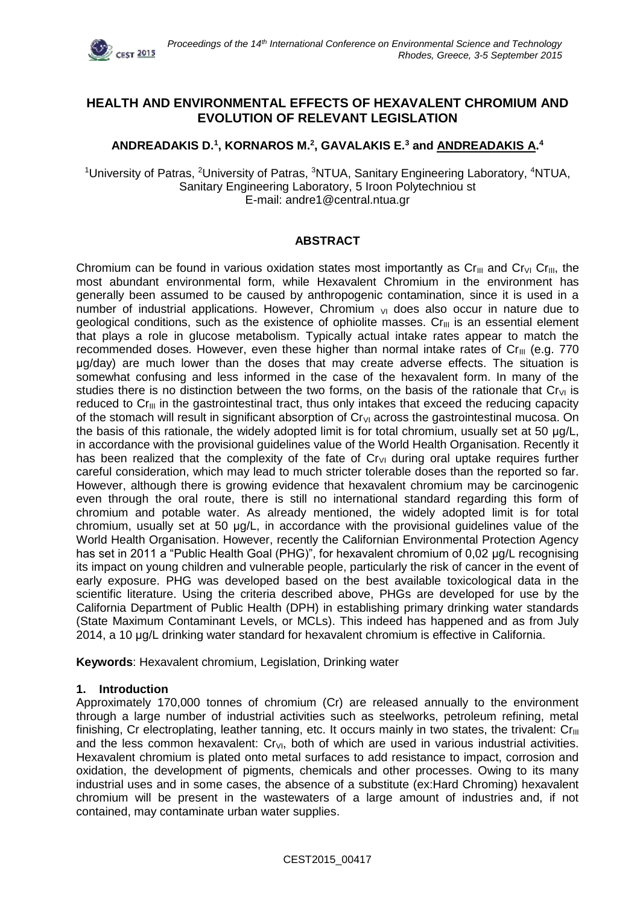# HEALTH AND ENVIRONMENTAL EFFECTS OF HEXAVALENT CHROMIUM AND EVOLUTION OF RELEVANT LEGISLATION

**ANDREADAKIS D.[1], KORNAROS M.[2], GAVALAKIS E.[3] and ANDREADAKIS A.[4]**

[1]University of Patras, [2]University of Patras, [3]NTUA, Sanitary Engineering Laboratory, [4]NTUA, Sanitary Engineering Laboratory, 5 Iroon Polytechniou st
E-mail: andre1@central.ntua.gr

## ABSTRACT

Chromium can be found in various oxidation states most importantly as $Cr_{III}$ and $Cr_{VI}$ $Cr_{III}$, the most abundant environmental form, while Hexavalent Chromium in the environment has generally been assumed to be caused by anthropogenic contamination, since it is used in a number of industrial applications. However, Chromium $_{VI}$ does also occur in nature due to geological conditions, such as the existence of ophiolite masses. $Cr_{III}$ is an essential element that plays a role in glucose metabolism. Typically actual intake rates appear to match the recommended doses. However, even these higher than normal intake rates of $Cr_{III}$ (e.g. 770 μg/day) are much lower than the doses that may create adverse effects. The situation is somewhat confusing and less informed in the case of the hexavalent form. In many of the studies there is no distinction between the two forms, on the basis of the rationale that $Cr_{VI}$ is reduced to $Cr_{III}$ in the gastrointestinal tract, thus only intakes that exceed the reducing capacity of the stomach will result in significant absorption of $Cr_{VI}$ across the gastrointestinal mucosa. On the basis of this rationale, the widely adopted limit is for total chromium, usually set at 50 μg/L, in accordance with the provisional guidelines value of the World Health Organisation. Recently it has been realized that the complexity of the fate of $Cr_{VI}$ during oral uptake requires further careful consideration, which may lead to much stricter tolerable doses than the reported so far. However, although there is growing evidence that hexavalent chromium may be carcinogenic even through the oral route, there is still no international standard regarding this form of chromium and potable water. As already mentioned, the widely adopted limit is for total chromium, usually set at 50 μg/L, in accordance with the provisional guidelines value of the World Health Organisation. However, recently the Californian Environmental Protection Agency has set in 2011 a "Public Health Goal (PHG)", for hexavalent chromium of 0,02 μg/L recognising its impact on young children and vulnerable people, particularly the risk of cancer in the event of early exposure. PHG was developed based on the best available toxicological data in the scientific literature. Using the criteria described above, PHGs are developed for use by the California Department of Public Health (DPH) in establishing primary drinking water standards (State Maximum Contaminant Levels, or MCLs). This indeed has happened and as from July 2014, a 10 μg/L drinking water standard for hexavalent chromium is effective in California.

**Keywords**: Hexavalent chromium, Legislation, Drinking water

## 1. Introduction

Approximately 170,000 tonnes of chromium (Cr) are released annually to the environment through a large number of industrial activities such as steelworks, petroleum refining, metal finishing, Cr electroplating, leather tanning, etc. It occurs mainly in two states, the trivalent: $Cr_{III}$ and the less common hexavalent: $Cr_{VI}$, both of which are used in various industrial activities. Hexavalent chromium is plated onto metal surfaces to add resistance to impact, corrosion and oxidation, the development of pigments, chemicals and other processes. Owing to its many industrial uses and in some cases, the absence of a substitute (ex:Hard Chroming) hexavalent chromium will be present in the wastewaters of a large amount of industries and, if not contained, may contaminate urban water supplies.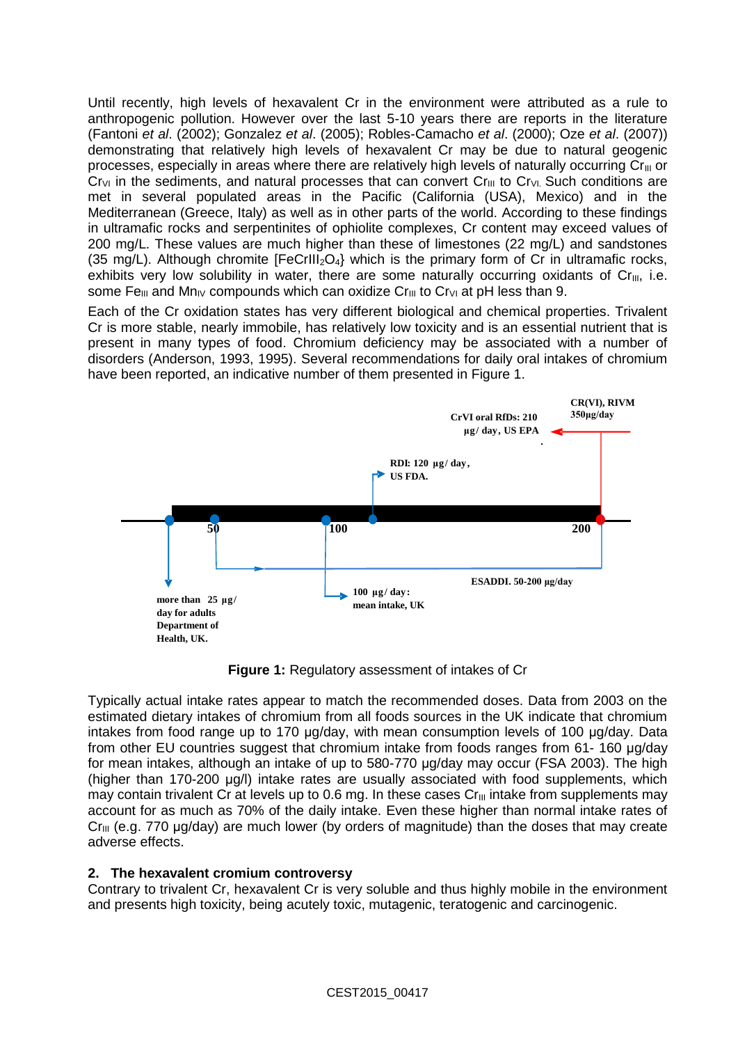Until recently, high levels of hexavalent Cr in the environment were attributed as a rule to anthropogenic pollution. However over the last 5-10 years there are reports in the literature (Fantoni *et al*. (2002); Gonzalez *et al*. (2005); Robles-Camacho *et al*. (2000); Oze *et al*. (2007)) demonstrating that relatively high levels of hexavalent Cr may be due to natural geogenic processes, especially in areas where there are relatively high levels of naturally occurring $Cr_{III}$ or $Cr_{VI}$ in the sediments, and natural processes that can convert $Cr_{III}$ to $Cr_{VI}$. Such conditions are met in several populated areas in the Pacific (California (USA), Mexico) and in the Mediterranean (Greece, Italy) as well as in other parts of the world. According to these findings in ultramafic rocks and serpentinites of ophiolite complexes, Cr content may exceed values of 200 mg/L. These values are much higher than these of limestones (22 mg/L) and sandstones (35 mg/L). Although chromite [$FeCrIII_2O_4$} which is the primary form of Cr in ultramafic rocks, exhibits very low solubility in water, there are some naturally occurring oxidants of $Cr_{III}$, i.e. some $Fe_{III}$ and $Mn_{IV}$ compounds which can oxidize $Cr_{III}$ to $Cr_{VI}$ at pH less than 9.

Each of the Cr oxidation states has very different biological and chemical properties. Trivalent Cr is more stable, nearly immobile, has relatively low toxicity and is an essential nutrient that is present in many types of food. Chromium deficiency may be associated with a number of disorders (Anderson, 1993, 1995). Several recommendations for daily oral intakes of chromium have been reported, an indicative number of them presented in Figure 1.

**Figure 1:** Regulatory assessment of intakes of Cr

Typically actual intake rates appear to match the recommended doses. Data from 2003 on the estimated dietary intakes of chromium from all foods sources in the UK indicate that chromium intakes from food range up to 170 μg/day, with mean consumption levels of 100 μg/day. Data from other EU countries suggest that chromium intake from foods ranges from 61- 160 μg/day for mean intakes, although an intake of up to 580-770 μg/day may occur (FSA 2003). The high (higher than 170-200 μg/l) intake rates are usually associated with food supplements, which may contain trivalent Cr at levels up to 0.6 mg. In these cases $Cr_{III}$ intake from supplements may account for as much as 70% of the daily intake. Even these higher than normal intake rates of $Cr_{III}$ (e.g. 770 μg/day) are much lower (by orders of magnitude) than the doses that may create adverse effects.

## 2. The hexavalent cromium controversy

Contrary to trivalent Cr, hexavalent Cr is very soluble and thus highly mobile in the environment and presents high toxicity, being acutely toxic, mutagenic, teratogenic and carcinogenic.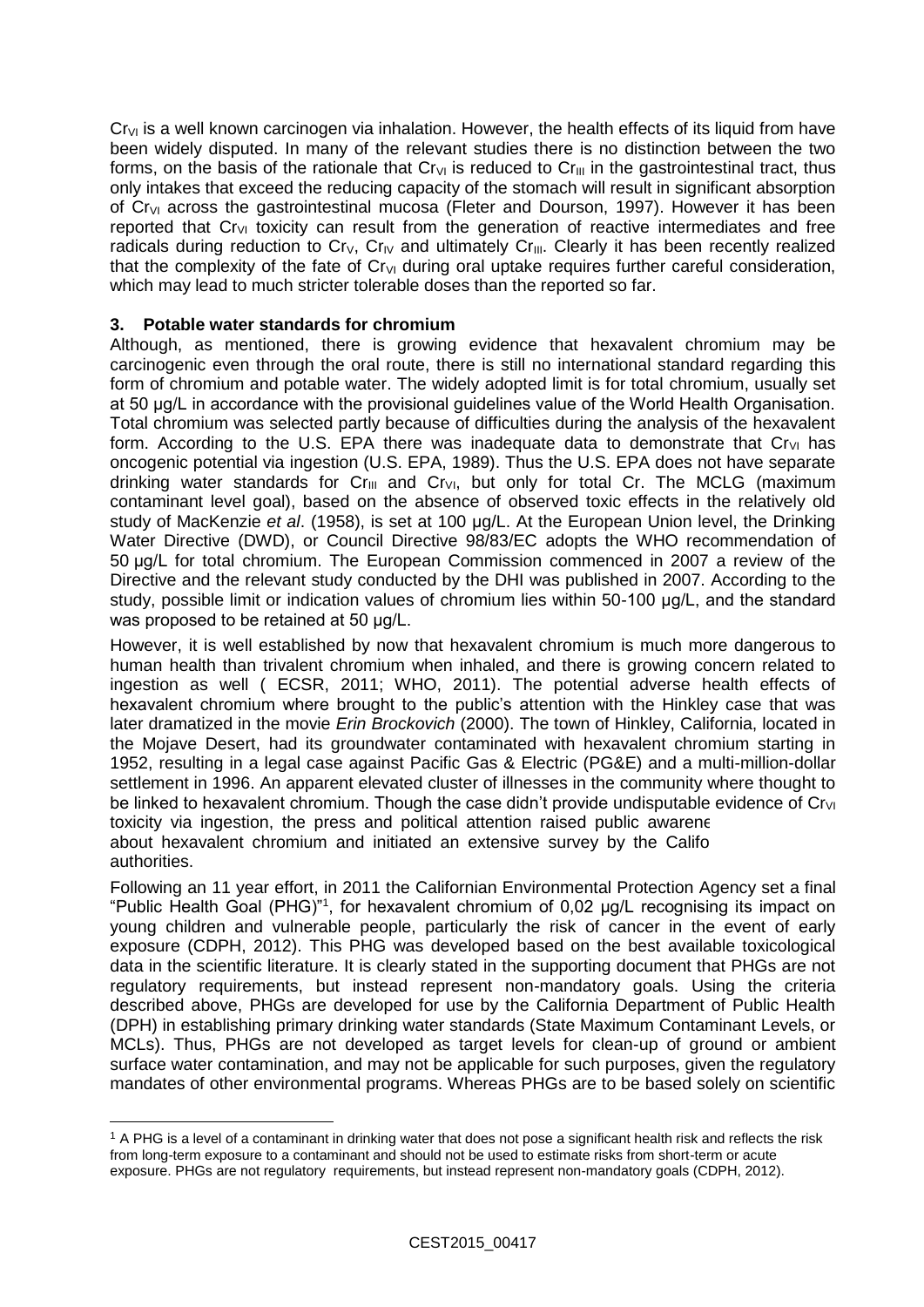$Cr_{VI}$ is a well known carcinogen via inhalation. However, the health effects of its liquid from have been widely disputed. In many of the relevant studies there is no distinction between the two forms, on the basis of the rationale that $Cr_{VI}$ is reduced to $Cr_{III}$ in the gastrointestinal tract, thus only intakes that exceed the reducing capacity of the stomach will result in significant absorption of $Cr_{VI}$ across the gastrointestinal mucosa (Fleter and Dourson, 1997). However it has been reported that $Cr_{VI}$ toxicity can result from the generation of reactive intermediates and free radicals during reduction to $Cr_{V}$, $Cr_{IV}$ and ultimately $Cr_{III}$. Clearly it has been recently realized that the complexity of the fate of $Cr_{VI}$ during oral uptake requires further careful consideration, which may lead to much stricter tolerable doses than the reported so far.

## 3. Potable water standards for chromium

Although, as mentioned, there is growing evidence that hexavalent chromium may be carcinogenic even through the oral route, there is still no international standard regarding this form of chromium and potable water. The widely adopted limit is for total chromium, usually set at 50 μg/L in accordance with the provisional guidelines value of the World Health Organisation. Total chromium was selected partly because of difficulties during the analysis of the hexavalent form. According to the U.S. EPA there was inadequate data to demonstrate that $Cr_{VI}$ has oncogenic potential via ingestion (U.S. EPA, 1989). Thus the U.S. EPA does not have separate drinking water standards for $Cr_{III}$ and $Cr_{VI}$, but only for total Cr. The MCLG (maximum contaminant level goal), based on the absence of observed toxic effects in the relatively old study of MacKenzie *et al*. (1958), is set at 100 μg/L. At the European Union level, the Drinking Water Directive (DWD), or Council Directive 98/83/EC adopts the WHO recommendation of 50 μg/L for total chromium. The European Commission commenced in 2007 a review of the Directive and the relevant study conducted by the DHI was published in 2007. According to the study, possible limit or indication values of chromium lies within 50-100 μg/L, and the standard was proposed to be retained at 50 μg/L.

However, it is well established by now that hexavalent chromium is much more dangerous to human health than trivalent chromium when inhaled, and there is growing concern related to ingestion as well ( ECSR, 2011; WHO, 2011). The potential adverse health effects of hexavalent chromium where brought to the public's attention with the Hinkley case that was later dramatized in the movie *Erin Brockovich* (2000). The town of Hinkley, California, located in the Mojave Desert, had its groundwater contaminated with hexavalent chromium starting in 1952, resulting in a legal case against Pacific Gas & Electric (PG&E) and a multi-million-dollar settlement in 1996. An apparent elevated cluster of illnesses in the community where thought to be linked to hexavalent chromium. Though the case didn't provide undisputable evidence of $Cr_{VI}$ toxicity via ingestion, the press and political attention raised public awarene about hexavalent chromium and initiated an extensive survey by the Califo authorities.

Following an 11 year effort, in 2011 the Californian Environmental Protection Agency set a final "Public Health Goal (PHG)"[1], for hexavalent chromium of 0,02 μg/L recognising its impact on young children and vulnerable people, particularly the risk of cancer in the event of early exposure (CDPH, 2012). This PHG was developed based on the best available toxicological data in the scientific literature. It is clearly stated in the supporting document that PHGs are not regulatory requirements, but instead represent non-mandatory goals. Using the criteria described above, PHGs are developed for use by the California Department of Public Health (DPH) in establishing primary drinking water standards (State Maximum Contaminant Levels, or MCLs). Thus, PHGs are not developed as target levels for clean-up of ground or ambient surface water contamination, and may not be applicable for such purposes, given the regulatory mandates of other environmental programs. Whereas PHGs are to be based solely on scientific

[1] A PHG is a level of a contaminant in drinking water that does not pose a significant health risk and reflects the risk from long-term exposure to a contaminant and should not be used to estimate risks from short-term or acute exposure. PHGs are not regulatory requirements, but instead represent non-mandatory goals (CDPH, 2012).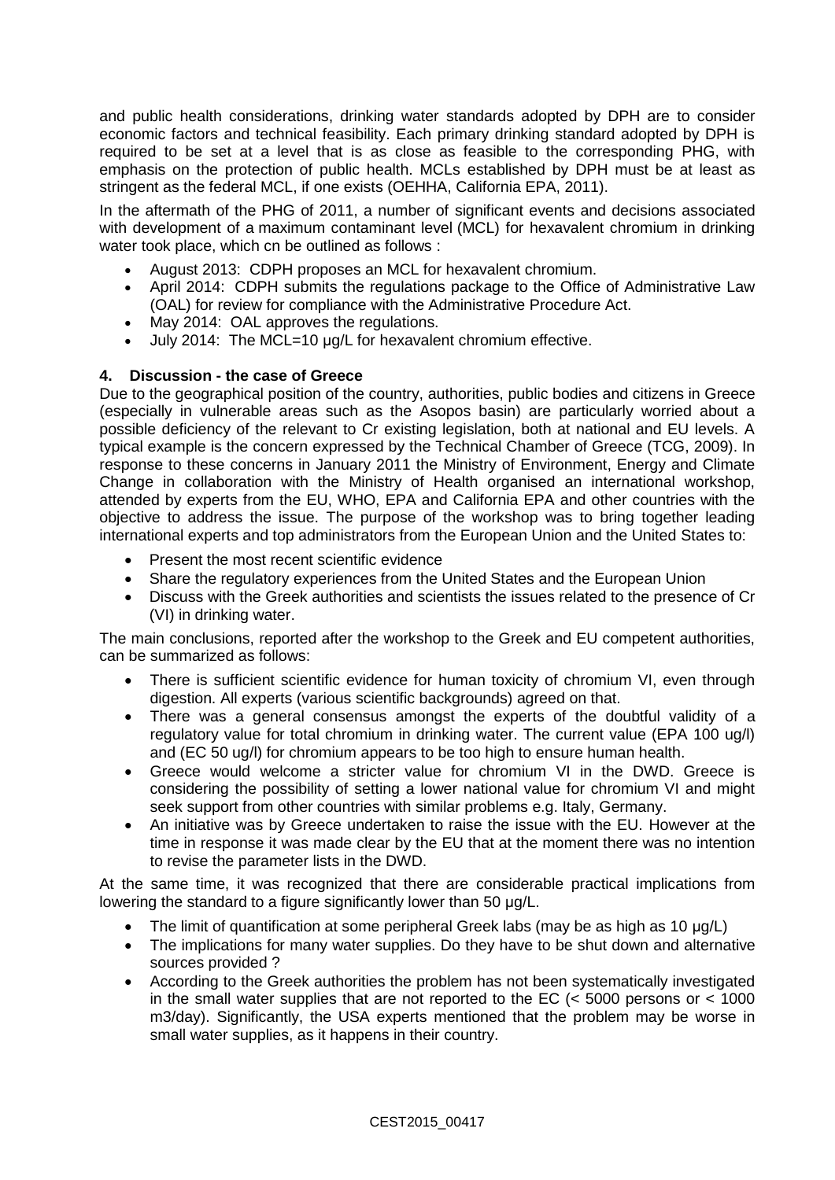and public health considerations, drinking water standards adopted by DPH are to consider economic factors and technical feasibility. Each primary drinking standard adopted by DPH is required to be set at a level that is as close as feasible to the corresponding PHG, with emphasis on the protection of public health. MCLs established by DPH must be at least as stringent as the federal MCL, if one exists (OEHHA, California EPA, 2011).

In the aftermath of the PHG of 2011, a number of significant events and decisions associated with development of a maximum contaminant level (MCL) for hexavalent chromium in drinking water took place, which cn be outlined as follows :

- August 2013: CDPH proposes an MCL for hexavalent chromium.
- April 2014: CDPH submits the regulations package to the Office of Administrative Law (OAL) for review for compliance with the Administrative Procedure Act.
- May 2014: OAL approves the regulations.
- July 2014: The MCL=10 μg/L for hexavalent chromium effective.

## 4. Discussion - the case of Greece

Due to the geographical position of the country, authorities, public bodies and citizens in Greece (especially in vulnerable areas such as the Asopos basin) are particularly worried about a possible deficiency of the relevant to Cr existing legislation, both at national and EU levels. A typical example is the concern expressed by the Technical Chamber of Greece (TCG, 2009). In response to these concerns in January 2011 the Ministry of Environment, Energy and Climate Change in collaboration with the Ministry of Health organised an international workshop, attended by experts from the EU, WHO, EPA and California EPA and other countries with the objective to address the issue. The purpose of the workshop was to bring together leading international experts and top administrators from the European Union and the United States to:

- Present the most recent scientific evidence
- Share the regulatory experiences from the United States and the European Union
- Discuss with the Greek authorities and scientists the issues related to the presence of Cr (VI) in drinking water.

The main conclusions, reported after the workshop to the Greek and EU competent authorities, can be summarized as follows:

- There is sufficient scientific evidence for human toxicity of chromium VI, even through digestion. All experts (various scientific backgrounds) agreed on that.
- There was a general consensus amongst the experts of the doubtful validity of a regulatory value for total chromium in drinking water. The current value (EPA 100 ug/l) and (EC 50 ug/l) for chromium appears to be too high to ensure human health.
- Greece would welcome a stricter value for chromium VI in the DWD. Greece is considering the possibility of setting a lower national value for chromium VI and might seek support from other countries with similar problems e.g. Italy, Germany.
- An initiative was by Greece undertaken to raise the issue with the EU. However at the time in response it was made clear by the EU that at the moment there was no intention to revise the parameter lists in the DWD.

At the same time, it was recognized that there are considerable practical implications from lowering the standard to a figure significantly lower than 50 μg/L.

- The limit of quantification at some peripheral Greek labs (may be as high as 10 μg/L)
- The implications for many water supplies. Do they have to be shut down and alternative sources provided ?
- According to the Greek authorities the problem has not been systematically investigated in the small water supplies that are not reported to the EC (< 5000 persons or < 1000 m3/day). Significantly, the USA experts mentioned that the problem may be worse in small water supplies, as it happens in their country.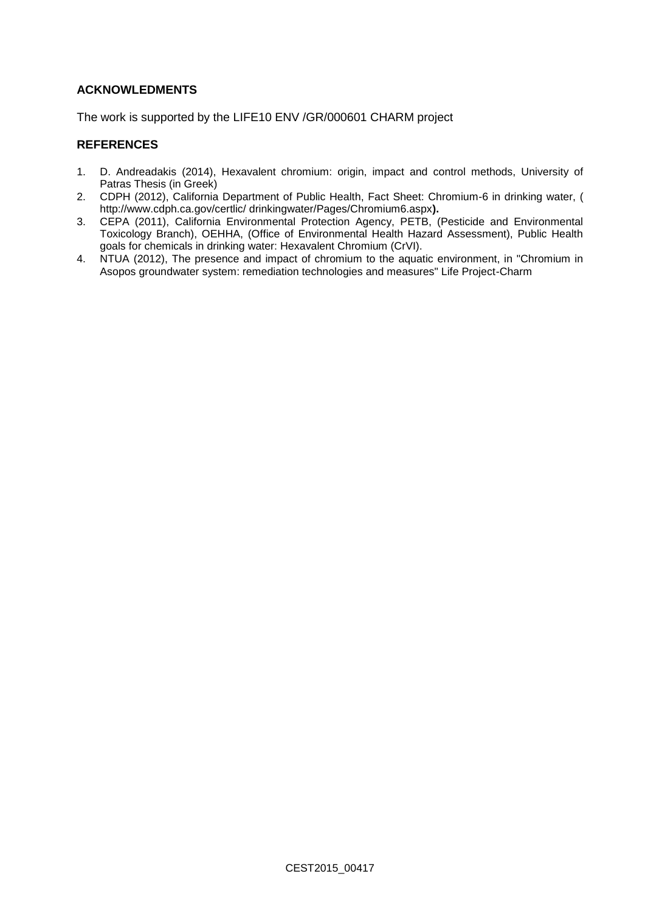## ACKNOWLEDMENTS

The work is supported by the LIFE10 ENV /GR/000601 CHARM project

## REFERENCES

1. D. Andreadakis (2014), Hexavalent chromium: origin, impact and control methods, University of Patras Thesis (in Greek)
2. CDPH (2012), California Department of Public Health, Fact Sheet: Chromium-6 in drinking water, ( http://www.cdph.ca.gov/certlic/ drinkingwater/Pages/Chromium6.aspx**).**
3. CEPA (2011), California Environmental Protection Agency, PETB, (Pesticide and Environmental Toxicology Branch), OEHHA, (Office of Environmental Health Hazard Assessment), Public Health goals for chemicals in drinking water: Hexavalent Chromium (CrVI).
4. NTUA (2012), The presence and impact of chromium to the aquatic environment, in "Chromium in Asopos groundwater system: remediation technologies and measures" Life Project-Charm